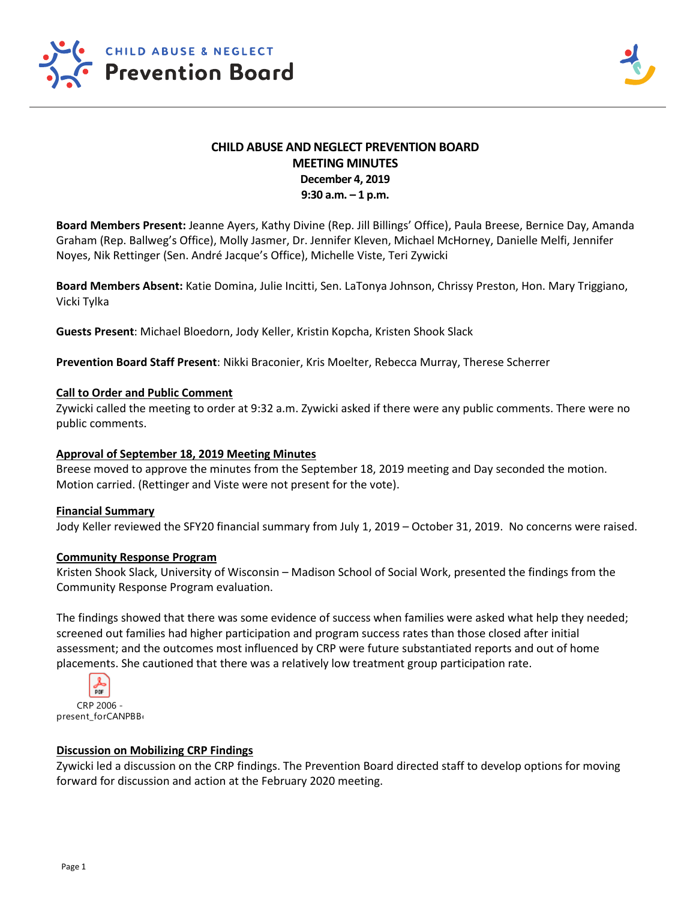# CHILD ABUSE AND NEGLECT PREVENTION BOARD
## MEETING MINUTES
**December 4, 2019**
**9:30 a.m. – 1 p.m.**

**Board Members Present:** Jeanne Ayers, Kathy Divine (Rep. Jill Billings' Office), Paula Breese, Bernice Day, Amanda Graham (Rep. Ballweg's Office), Molly Jasmer, Dr. Jennifer Kleven, Michael McHorney, Danielle Melfi, Jennifer Noyes, Nik Rettinger (Sen. André Jacque's Office), Michelle Viste, Teri Zywicki

**Board Members Absent:** Katie Domina, Julie Incitti, Sen. LaTonya Johnson, Chrissy Preston, Hon. Mary Triggiano, Vicki Tylka

**Guests Present**: Michael Bloedorn, Jody Keller, Kristin Kopcha, Kristen Shook Slack

**Prevention Board Staff Present**: Nikki Braconier, Kris Moelter, Rebecca Murray, Therese Scherrer

**Call to Order and Public Comment**

Zywicki called the meeting to order at 9:32 a.m. Zywicki asked if there were any public comments. There were no public comments.

**Approval of September 18, 2019 Meeting Minutes**

Breese moved to approve the minutes from the September 18, 2019 meeting and Day seconded the motion. Motion carried. (Rettinger and Viste were not present for the vote).

**Financial Summary**

Jody Keller reviewed the SFY20 financial summary from July 1, 2019 – October 31, 2019. No concerns were raised.

**Community Response Program**

Kristen Shook Slack, University of Wisconsin – Madison School of Social Work, presented the findings from the Community Response Program evaluation.

The findings showed that there was some evidence of success when families were asked what help they needed; screened out families had higher participation and program success rates than those closed after initial assessment; and the outcomes most influenced by CRP were future substantiated reports and out of home placements. She cautioned that there was a relatively low treatment group participation rate.

CRP 2006 - present_forCANPBB

**Discussion on Mobilizing CRP Findings**

Zywicki led a discussion on the CRP findings. The Prevention Board directed staff to develop options for moving forward for discussion and action at the February 2020 meeting.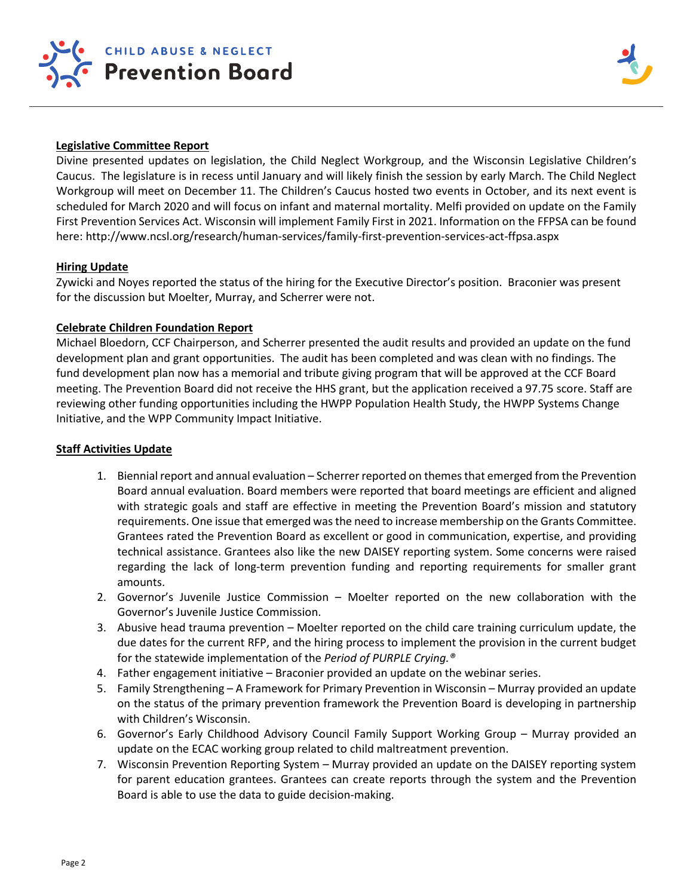**Legislative Committee Report**

Divine presented updates on legislation, the Child Neglect Workgroup, and the Wisconsin Legislative Children's Caucus. The legislature is in recess until January and will likely finish the session by early March. The Child Neglect Workgroup will meet on December 11. The Children's Caucus hosted two events in October, and its next event is scheduled for March 2020 and will focus on infant and maternal mortality. Melfi provided on update on the Family First Prevention Services Act. Wisconsin will implement Family First in 2021. Information on the FFPSA can be found here: http://www.ncsl.org/research/human-services/family-first-prevention-services-act-ffpsa.aspx

**Hiring Update**

Zywicki and Noyes reported the status of the hiring for the Executive Director's position. Braconier was present for the discussion but Moelter, Murray, and Scherrer were not.

**Celebrate Children Foundation Report**

Michael Bloedorn, CCF Chairperson, and Scherrer presented the audit results and provided an update on the fund development plan and grant opportunities. The audit has been completed and was clean with no findings. The fund development plan now has a memorial and tribute giving program that will be approved at the CCF Board meeting. The Prevention Board did not receive the HHS grant, but the application received a 97.75 score. Staff are reviewing other funding opportunities including the HWPP Population Health Study, the HWPP Systems Change Initiative, and the WPP Community Impact Initiative.

**Staff Activities Update**

1. Biennial report and annual evaluation – Scherrer reported on themes that emerged from the Prevention Board annual evaluation. Board members were reported that board meetings are efficient and aligned with strategic goals and staff are effective in meeting the Prevention Board's mission and statutory requirements. One issue that emerged was the need to increase membership on the Grants Committee. Grantees rated the Prevention Board as excellent or good in communication, expertise, and providing technical assistance. Grantees also like the new DAISEY reporting system. Some concerns were raised regarding the lack of long-term prevention funding and reporting requirements for smaller grant amounts.
2. Governor's Juvenile Justice Commission – Moelter reported on the new collaboration with the Governor's Juvenile Justice Commission.
3. Abusive head trauma prevention – Moelter reported on the child care training curriculum update, the due dates for the current RFP, and the hiring process to implement the provision in the current budget for the statewide implementation of the *Period of PURPLE Crying.®*
4. Father engagement initiative – Braconier provided an update on the webinar series.
5. Family Strengthening – A Framework for Primary Prevention in Wisconsin – Murray provided an update on the status of the primary prevention framework the Prevention Board is developing in partnership with Children's Wisconsin.
6. Governor's Early Childhood Advisory Council Family Support Working Group – Murray provided an update on the ECAC working group related to child maltreatment prevention.
7. Wisconsin Prevention Reporting System – Murray provided an update on the DAISEY reporting system for parent education grantees. Grantees can create reports through the system and the Prevention Board is able to use the data to guide decision-making.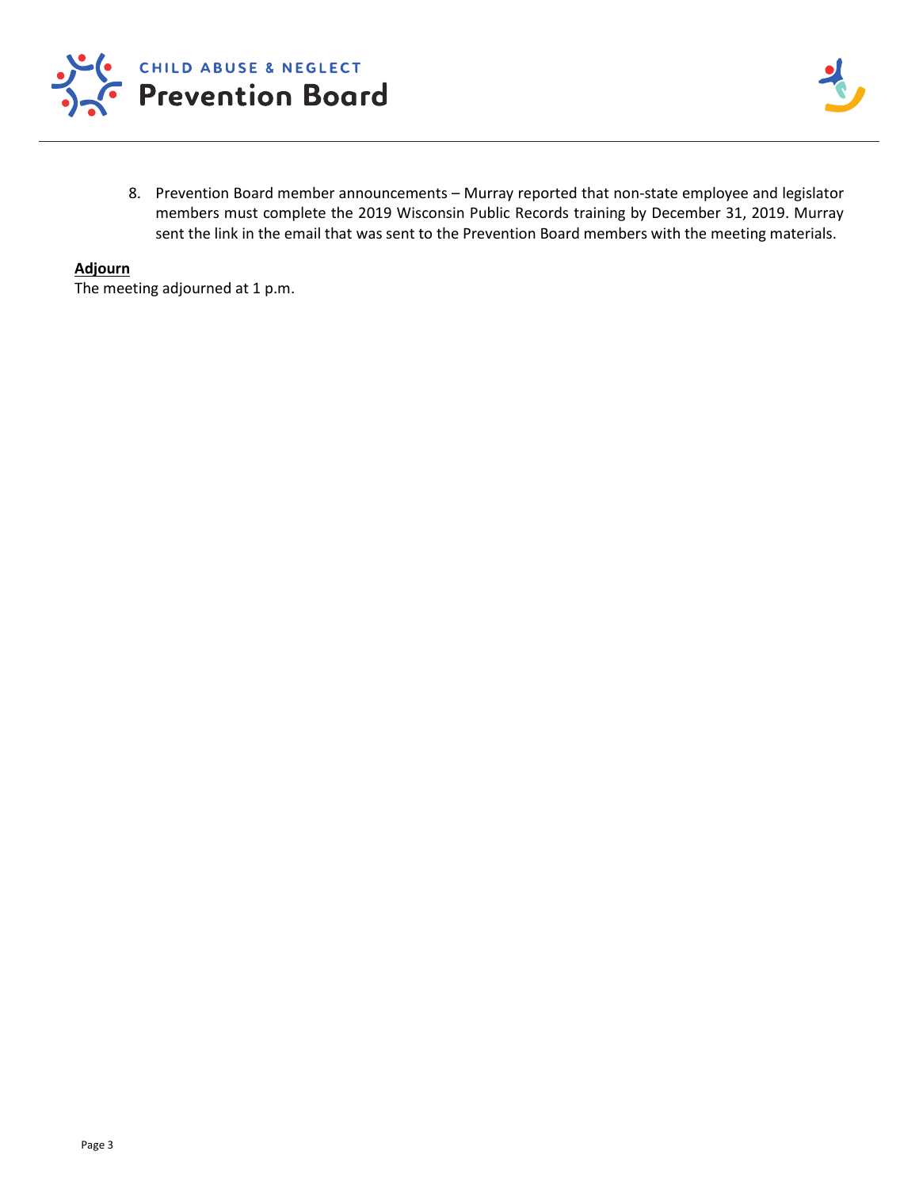8. Prevention Board member announcements – Murray reported that non-state employee and legislator members must complete the 2019 Wisconsin Public Records training by December 31, 2019. Murray sent the link in the email that was sent to the Prevention Board members with the meeting materials.

**Adjourn**

The meeting adjourned at 1 p.m.